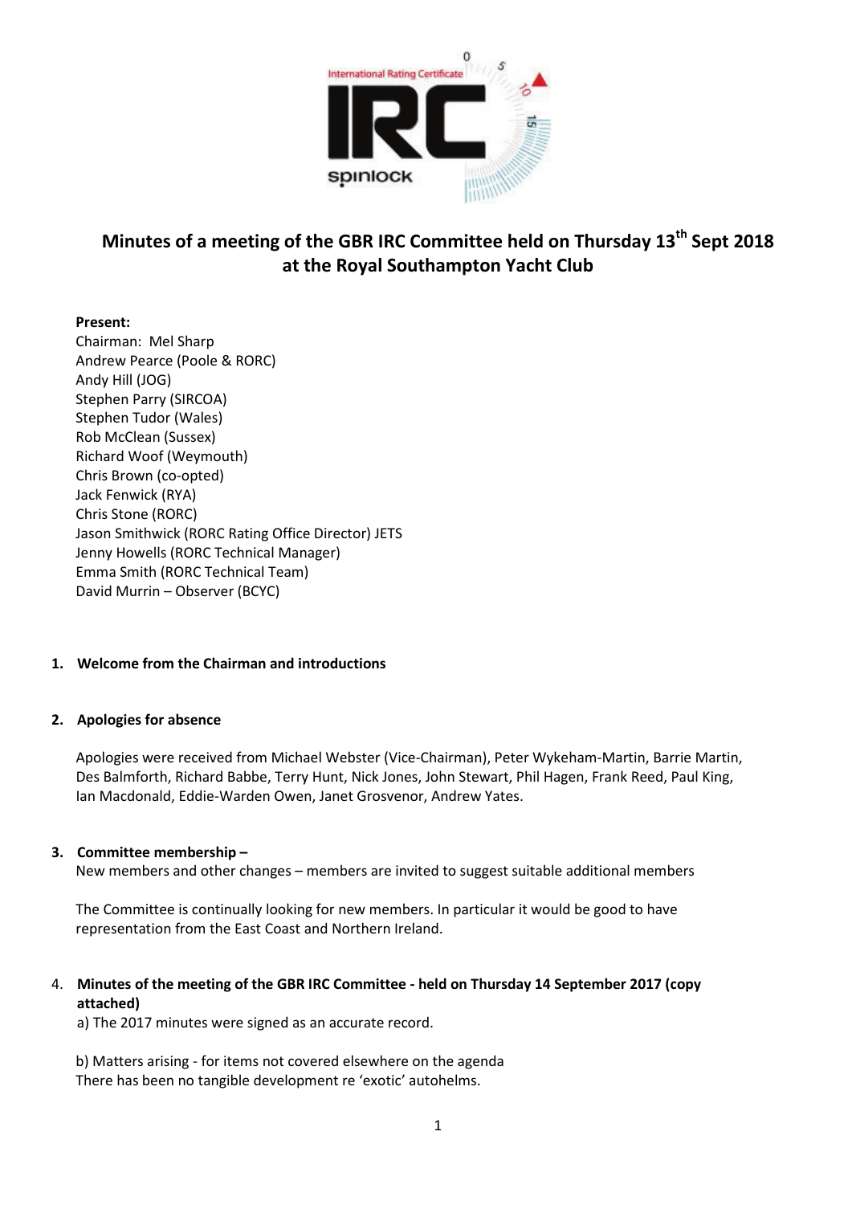# Minutes of a meeting of the GBR IRC Committee held on Thursday 13th Sept 2018 at the Royal Southampton Yacht Club

**Present:**
Chairman: Mel Sharp
Andrew Pearce (Poole & RORC)
Andy Hill (JOG)
Stephen Parry (SIRCOA)
Stephen Tudor (Wales)
Rob McClean (Sussex)
Richard Woof (Weymouth)
Chris Brown (co-opted)
Jack Fenwick (RYA)
Chris Stone (RORC)
Jason Smithwick (RORC Rating Office Director) JETS
Jenny Howells (RORC Technical Manager)
Emma Smith (RORC Technical Team)
David Murrin – Observer (BCYC)

1. **Welcome from the Chairman and introductions**

2. **Apologies for absence**

   Apologies were received from Michael Webster (Vice-Chairman), Peter Wykeham-Martin, Barrie Martin, Des Balmforth, Richard Babbe, Terry Hunt, Nick Jones, John Stewart, Phil Hagen, Frank Reed, Paul King, Ian Macdonald, Eddie-Warden Owen, Janet Grosvenor, Andrew Yates.

3. **Committee membership –**
   New members and other changes – members are invited to suggest suitable additional members

   The Committee is continually looking for new members. In particular it would be good to have representation from the East Coast and Northern Ireland.

4. **Minutes of the meeting of the GBR IRC Committee - held on Thursday 14 September 2017 (copy attached)**
   a) The 2017 minutes were signed as an accurate record.

   b) Matters arising - for items not covered elsewhere on the agenda
   There has been no tangible development re 'exotic' autohelms.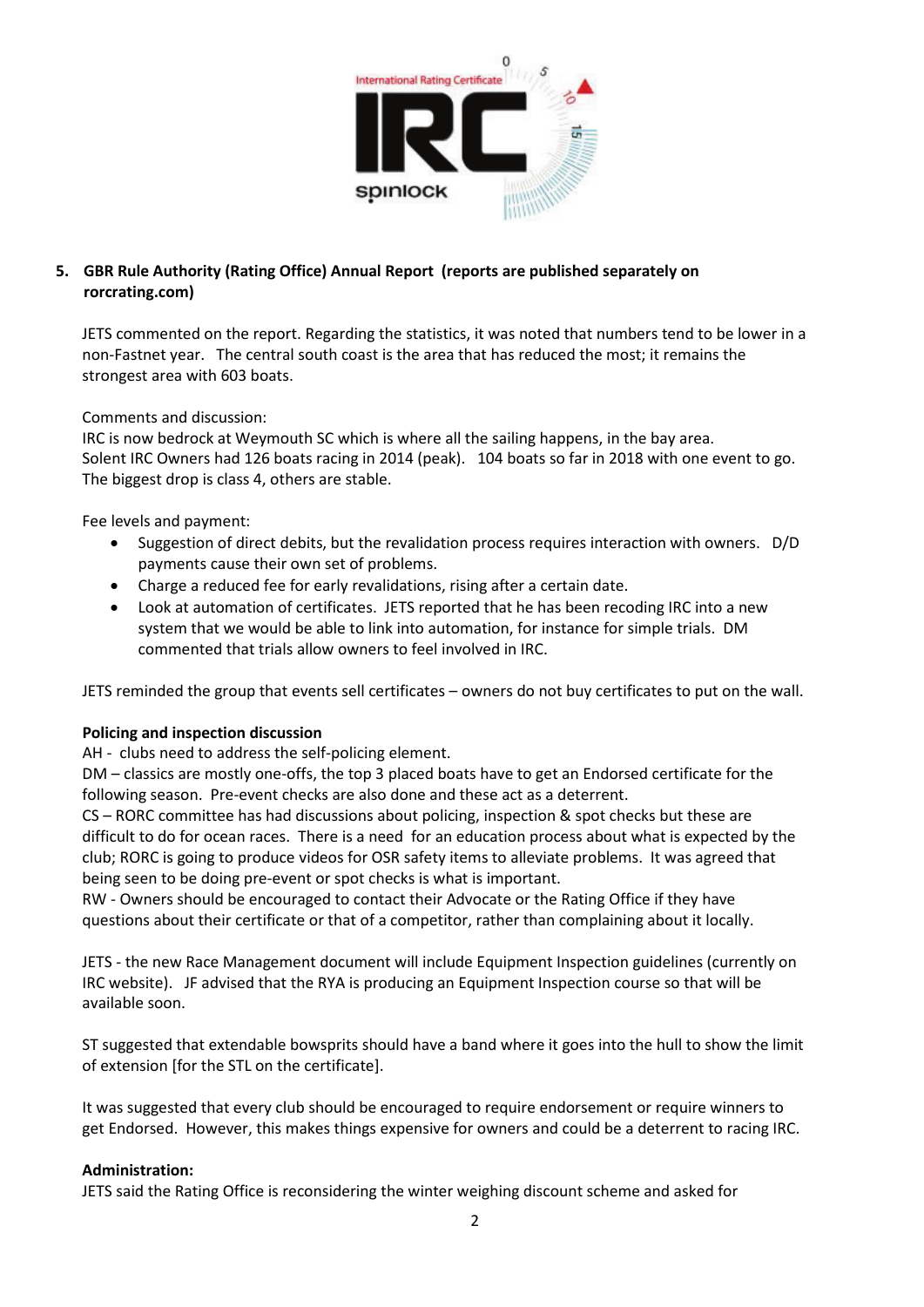**5. GBR Rule Authority (Rating Office) Annual Report (reports are published separately on rorcrating.com)**

JETS commented on the report. Regarding the statistics, it was noted that numbers tend to be lower in a non-Fastnet year. The central south coast is the area that has reduced the most; it remains the strongest area with 603 boats.

Comments and discussion:
IRC is now bedrock at Weymouth SC which is where all the sailing happens, in the bay area.
Solent IRC Owners had 126 boats racing in 2014 (peak). 104 boats so far in 2018 with one event to go.
The biggest drop is class 4, others are stable.

Fee levels and payment:

- Suggestion of direct debits, but the revalidation process requires interaction with owners. D/D payments cause their own set of problems.
- Charge a reduced fee for early revalidations, rising after a certain date.
- Look at automation of certificates. JETS reported that he has been recoding IRC into a new system that we would be able to link into automation, for instance for simple trials. DM commented that trials allow owners to feel involved in IRC.

JETS reminded the group that events sell certificates – owners do not buy certificates to put on the wall.

**Policing and inspection discussion**

AH - clubs need to address the self-policing element.
DM – classics are mostly one-offs, the top 3 placed boats have to get an Endorsed certificate for the following season. Pre-event checks are also done and these act as a deterrent.
CS – RORC committee has had discussions about policing, inspection & spot checks but these are difficult to do for ocean races. There is a need for an education process about what is expected by the club; RORC is going to produce videos for OSR safety items to alleviate problems. It was agreed that being seen to be doing pre-event or spot checks is what is important.
RW - Owners should be encouraged to contact their Advocate or the Rating Office if they have questions about their certificate or that of a competitor, rather than complaining about it locally.

JETS - the new Race Management document will include Equipment Inspection guidelines (currently on IRC website). JF advised that the RYA is producing an Equipment Inspection course so that will be available soon.

ST suggested that extendable bowsprits should have a band where it goes into the hull to show the limit of extension [for the STL on the certificate].

It was suggested that every club should be encouraged to require endorsement or require winners to get Endorsed. However, this makes things expensive for owners and could be a deterrent to racing IRC.

**Administration:**

JETS said the Rating Office is reconsidering the winter weighing discount scheme and asked for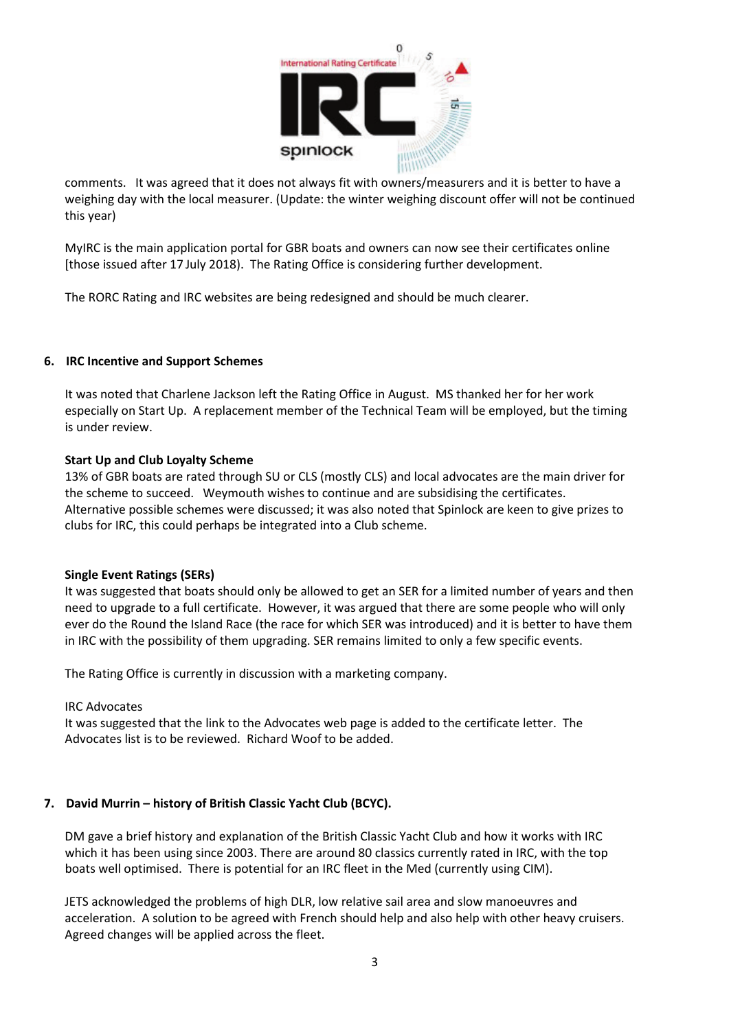comments. It was agreed that it does not always fit with owners/measurers and it is better to have a weighing day with the local measurer. (Update: the winter weighing discount offer will not be continued this year)

MyIRC is the main application portal for GBR boats and owners can now see their certificates online [those issued after 17 July 2018). The Rating Office is considering further development.

The RORC Rating and IRC websites are being redesigned and should be much clearer.

## 6. IRC Incentive and Support Schemes

It was noted that Charlene Jackson left the Rating Office in August. MS thanked her for her work especially on Start Up. A replacement member of the Technical Team will be employed, but the timing is under review.

**Start Up and Club Loyalty Scheme**
13% of GBR boats are rated through SU or CLS (mostly CLS) and local advocates are the main driver for the scheme to succeed. Weymouth wishes to continue and are subsidising the certificates. Alternative possible schemes were discussed; it was also noted that Spinlock are keen to give prizes to clubs for IRC, this could perhaps be integrated into a Club scheme.

**Single Event Ratings (SERs)**
It was suggested that boats should only be allowed to get an SER for a limited number of years and then need to upgrade to a full certificate. However, it was argued that there are some people who will only ever do the Round the Island Race (the race for which SER was introduced) and it is better to have them in IRC with the possibility of them upgrading. SER remains limited to only a few specific events.

The Rating Office is currently in discussion with a marketing company.

IRC Advocates
It was suggested that the link to the Advocates web page is added to the certificate letter. The Advocates list is to be reviewed. Richard Woof to be added.

## 7. David Murrin – history of British Classic Yacht Club (BCYC).

DM gave a brief history and explanation of the British Classic Yacht Club and how it works with IRC which it has been using since 2003. There are around 80 classics currently rated in IRC, with the top boats well optimised. There is potential for an IRC fleet in the Med (currently using CIM).

JETS acknowledged the problems of high DLR, low relative sail area and slow manoeuvres and acceleration. A solution to be agreed with French should help and also help with other heavy cruisers. Agreed changes will be applied across the fleet.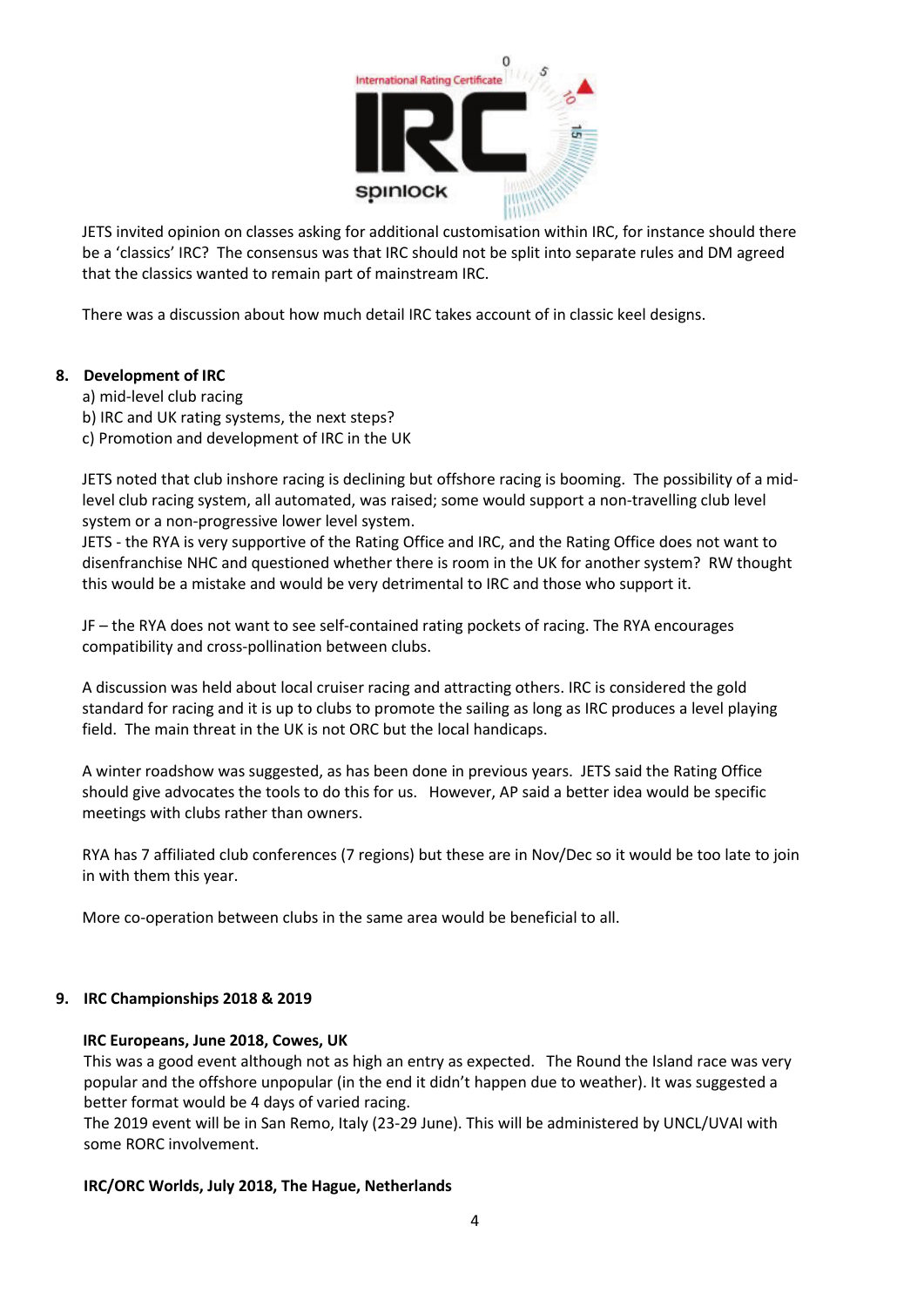JETS invited opinion on classes asking for additional customisation within IRC, for instance should there be a 'classics' IRC? The consensus was that IRC should not be split into separate rules and DM agreed that the classics wanted to remain part of mainstream IRC.

There was a discussion about how much detail IRC takes account of in classic keel designs.

## 8. Development of IRC

a) mid-level club racing
b) IRC and UK rating systems, the next steps?
c) Promotion and development of IRC in the UK

JETS noted that club inshore racing is declining but offshore racing is booming. The possibility of a mid-level club racing system, all automated, was raised; some would support a non-travelling club level system or a non-progressive lower level system.
JETS - the RYA is very supportive of the Rating Office and IRC, and the Rating Office does not want to disenfranchise NHC and questioned whether there is room in the UK for another system? RW thought this would be a mistake and would be very detrimental to IRC and those who support it.

JF – the RYA does not want to see self-contained rating pockets of racing. The RYA encourages compatibility and cross-pollination between clubs.

A discussion was held about local cruiser racing and attracting others. IRC is considered the gold standard for racing and it is up to clubs to promote the sailing as long as IRC produces a level playing field. The main threat in the UK is not ORC but the local handicaps.

A winter roadshow was suggested, as has been done in previous years. JETS said the Rating Office should give advocates the tools to do this for us. However, AP said a better idea would be specific meetings with clubs rather than owners.

RYA has 7 affiliated club conferences (7 regions) but these are in Nov/Dec so it would be too late to join in with them this year.

More co-operation between clubs in the same area would be beneficial to all.

## 9. IRC Championships 2018 & 2019

**IRC Europeans, June 2018, Cowes, UK**
This was a good event although not as high an entry as expected. The Round the Island race was very popular and the offshore unpopular (in the end it didn't happen due to weather). It was suggested a better format would be 4 days of varied racing.
The 2019 event will be in San Remo, Italy (23-29 June). This will be administered by UNCL/UVAI with some RORC involvement.

**IRC/ORC Worlds, July 2018, The Hague, Netherlands**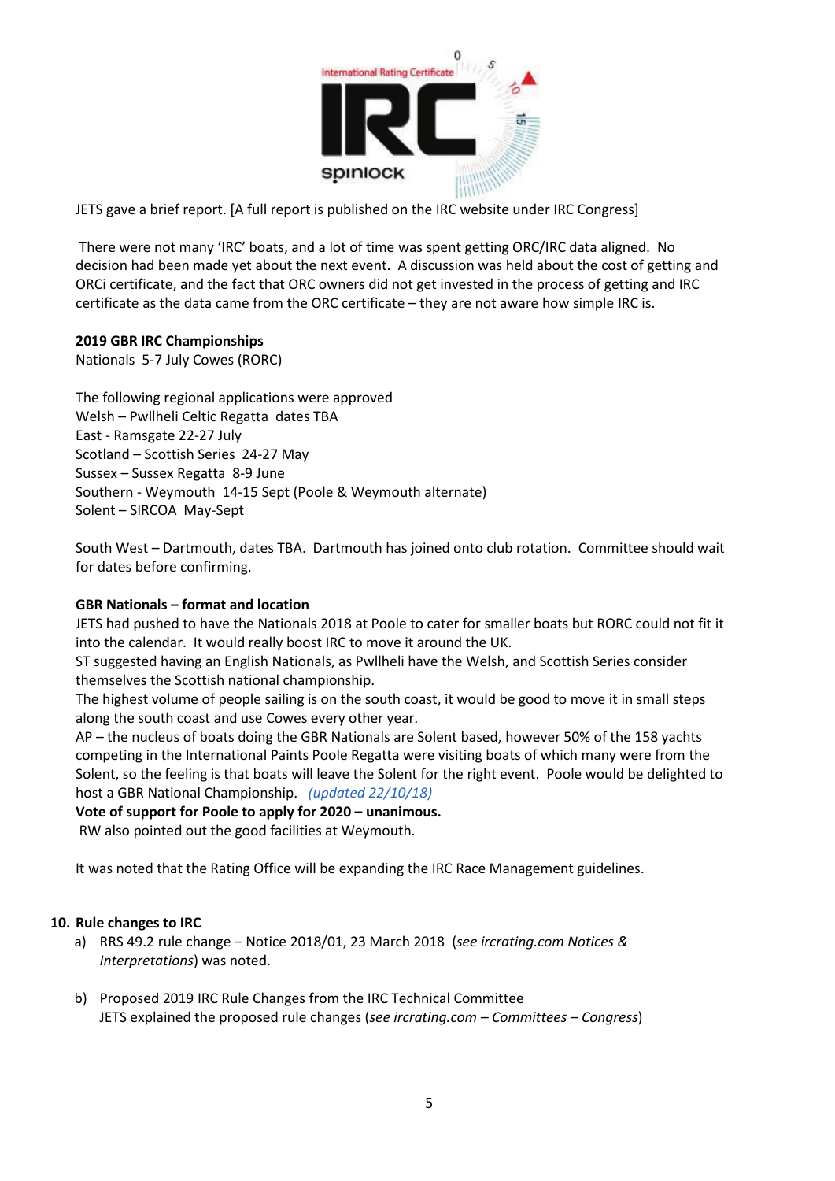JETS gave a brief report. [A full report is published on the IRC website under IRC Congress]

There were not many 'IRC' boats, and a lot of time was spent getting ORC/IRC data aligned. No decision had been made yet about the next event. A discussion was held about the cost of getting and ORCi certificate, and the fact that ORC owners did not get invested in the process of getting and IRC certificate as the data came from the ORC certificate – they are not aware how simple IRC is.

**2019 GBR IRC Championships**

Nationals 5-7 July Cowes (RORC)

The following regional applications were approved
Welsh – Pwllheli Celtic Regatta dates TBA
East - Ramsgate 22-27 July
Scotland – Scottish Series 24-27 May
Sussex – Sussex Regatta 8-9 June
Southern - Weymouth 14-15 Sept (Poole & Weymouth alternate)
Solent – SIRCOA May-Sept

South West – Dartmouth, dates TBA. Dartmouth has joined onto club rotation. Committee should wait for dates before confirming.

**GBR Nationals – format and location**

JETS had pushed to have the Nationals 2018 at Poole to cater for smaller boats but RORC could not fit it into the calendar. It would really boost IRC to move it around the UK.
ST suggested having an English Nationals, as Pwllheli have the Welsh, and Scottish Series consider themselves the Scottish national championship.
The highest volume of people sailing is on the south coast, it would be good to move it in small steps along the south coast and use Cowes every other year.
AP – the nucleus of boats doing the GBR Nationals are Solent based, however 50% of the 158 yachts competing in the International Paints Poole Regatta were visiting boats of which many were from the Solent, so the feeling is that boats will leave the Solent for the right event. Poole would be delighted to host a GBR National Championship. *(updated 22/10/18)*
**Vote of support for Poole to apply for 2020 – unanimous.**
RW also pointed out the good facilities at Weymouth.

It was noted that the Rating Office will be expanding the IRC Race Management guidelines.

**10. Rule changes to IRC**

a) RRS 49.2 rule change – Notice 2018/01, 23 March 2018 (*see ircrating.com Notices & Interpretations*) was noted.

b) Proposed 2019 IRC Rule Changes from the IRC Technical Committee
JETS explained the proposed rule changes (*see ircrating.com – Committees – Congress*)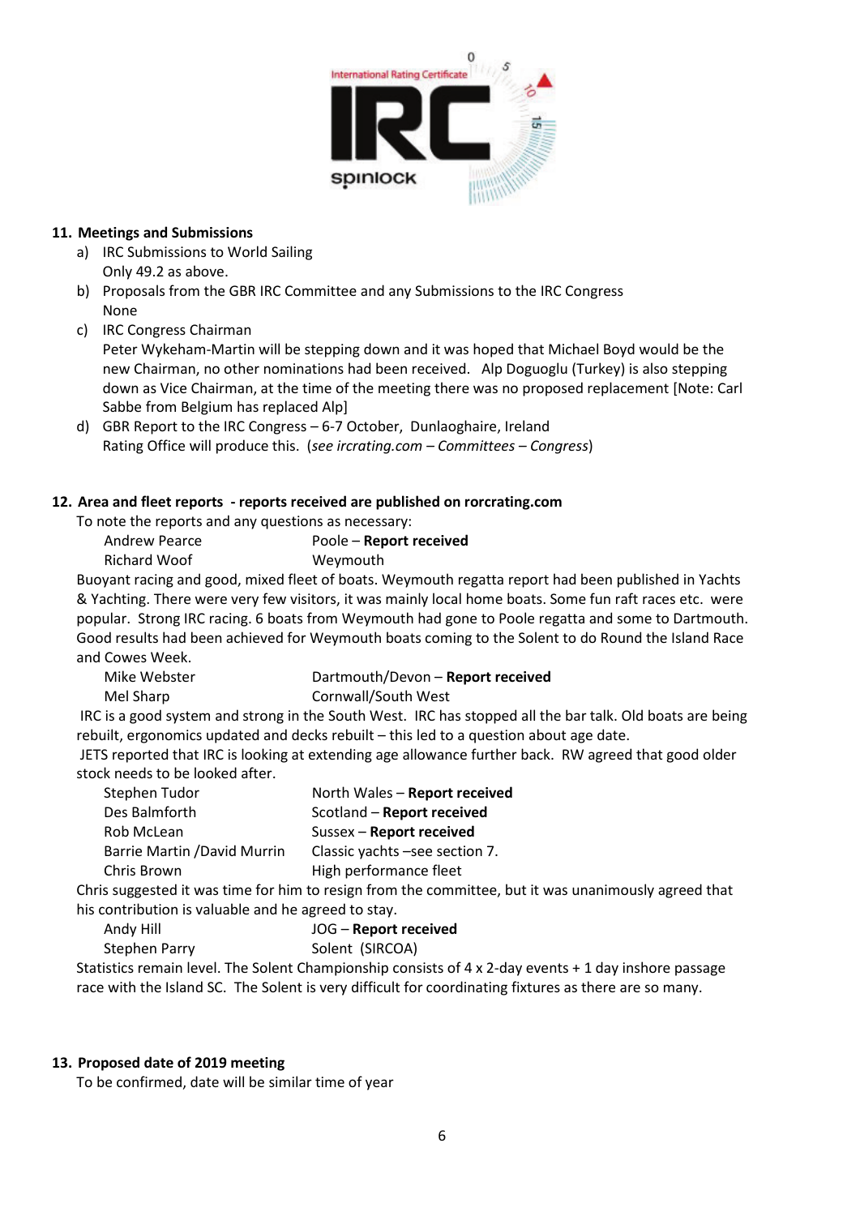**11. Meetings and Submissions**

a) IRC Submissions to World Sailing
   Only 49.2 as above.

b) Proposals from the GBR IRC Committee and any Submissions to the IRC Congress
   None

c) IRC Congress Chairman
   Peter Wykeham-Martin will be stepping down and it was hoped that Michael Boyd would be the new Chairman, no other nominations had been received. Alp Doguoglu (Turkey) is also stepping down as Vice Chairman, at the time of the meeting there was no proposed replacement [Note: Carl Sabbe from Belgium has replaced Alp]

d) GBR Report to the IRC Congress – 6-7 October, Dunlaoghaire, Ireland
   Rating Office will produce this. (*see ircrating.com – Committees – Congress*)

**12. Area and fleet reports - reports received are published on rorcrating.com**

To note the reports and any questions as necessary:

| | |
|---|---|
| Andrew Pearce | Poole – **Report received** |
| Richard Woof | Weymouth |

Buoyant racing and good, mixed fleet of boats. Weymouth regatta report had been published in Yachts & Yachting. There were very few visitors, it was mainly local home boats. Some fun raft races etc. were popular. Strong IRC racing. 6 boats from Weymouth had gone to Poole regatta and some to Dartmouth. Good results had been achieved for Weymouth boats coming to the Solent to do Round the Island Race and Cowes Week.

| | |
|---|---|
| Mike Webster | Dartmouth/Devon – **Report received** |
| Mel Sharp | Cornwall/South West |

IRC is a good system and strong in the South West. IRC has stopped all the bar talk. Old boats are being rebuilt, ergonomics updated and decks rebuilt – this led to a question about age date.

JETS reported that IRC is looking at extending age allowance further back. RW agreed that good older stock needs to be looked after.

| | |
|---|---|
| Stephen Tudor | North Wales – **Report received** |
| Des Balmforth | Scotland – **Report received** |
| Rob McLean | Sussex – **Report received** |
| Barrie Martin /David Murrin | Classic yachts –see section 7. |
| Chris Brown | High performance fleet |

Chris suggested it was time for him to resign from the committee, but it was unanimously agreed that his contribution is valuable and he agreed to stay.

| | |
|---|---|
| Andy Hill | JOG – **Report received** |
| Stephen Parry | Solent (SIRCOA) |

Statistics remain level. The Solent Championship consists of 4 x 2-day events + 1 day inshore passage race with the Island SC. The Solent is very difficult for coordinating fixtures as there are so many.

**13. Proposed date of 2019 meeting**

To be confirmed, date will be similar time of year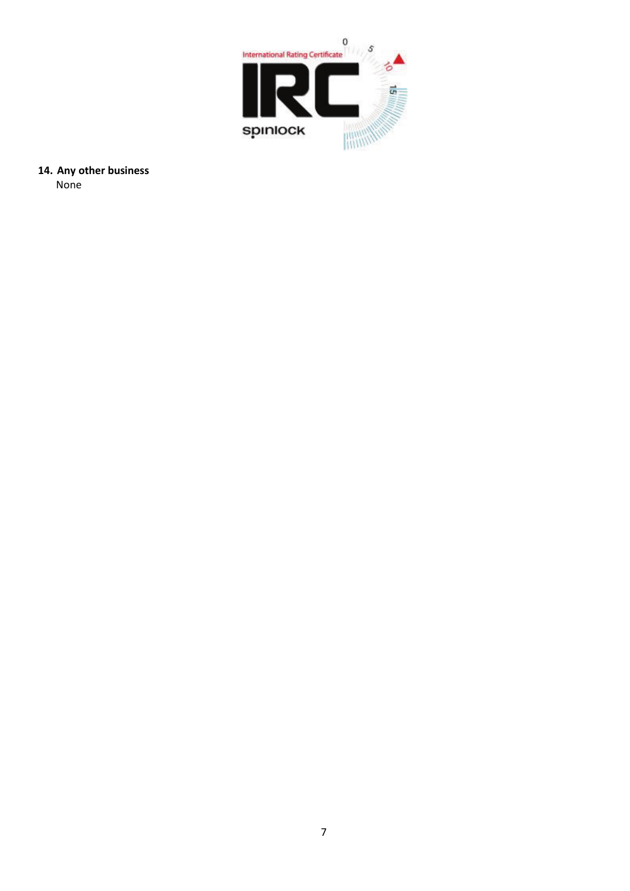## 14. Any other business

None